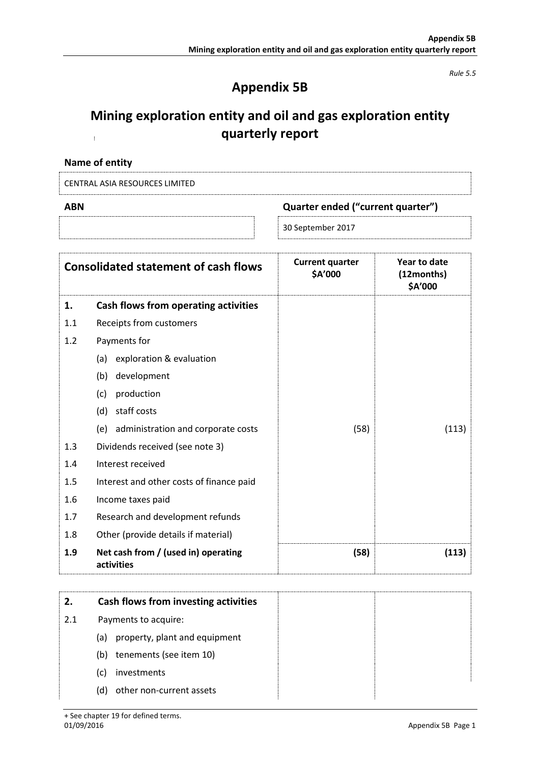*Rule 5.5*

# Appendix 5B

## Mining exploration entity and oil and gas exploration entity quarterly report

**Name of entity**

CENTRAL ASIA RESOURCES LIMITED

| **ABN** | **Quarter ended ("current quarter")** |
|---|---|
| | 30 September 2017 |

| | **Consolidated statement of cash flows** | **Current quarter $A'000** | **Year to date (12months) $A'000** |
|---|---|---|---|
| **1.** | **Cash flows from operating activities** | | |
| 1.1 | Receipts from customers | | |
| 1.2 | Payments for | | |
| | (a) exploration & evaluation | | |
| | (b) development | | |
| | (c) production | | |
| | (d) staff costs | | |
| | (e) administration and corporate costs | (58) | (113) |
| 1.3 | Dividends received (see note 3) | | |
| 1.4 | Interest received | | |
| 1.5 | Interest and other costs of finance paid | | |
| 1.6 | Income taxes paid | | |
| 1.7 | Research and development refunds | | |
| 1.8 | Other (provide details if material) | | |
| **1.9** | **Net cash from / (used in) operating activities** | **(58)** | **(113)** |

| | | | |
|---|---|---|---|
| **2.** | **Cash flows from investing activities** | | |
| 2.1 | Payments to acquire: | | |
| | (a) property, plant and equipment | | |
| | (b) tenements (see item 10) | | |
| | (c) investments | | |
| | (d) other non-current assets | | |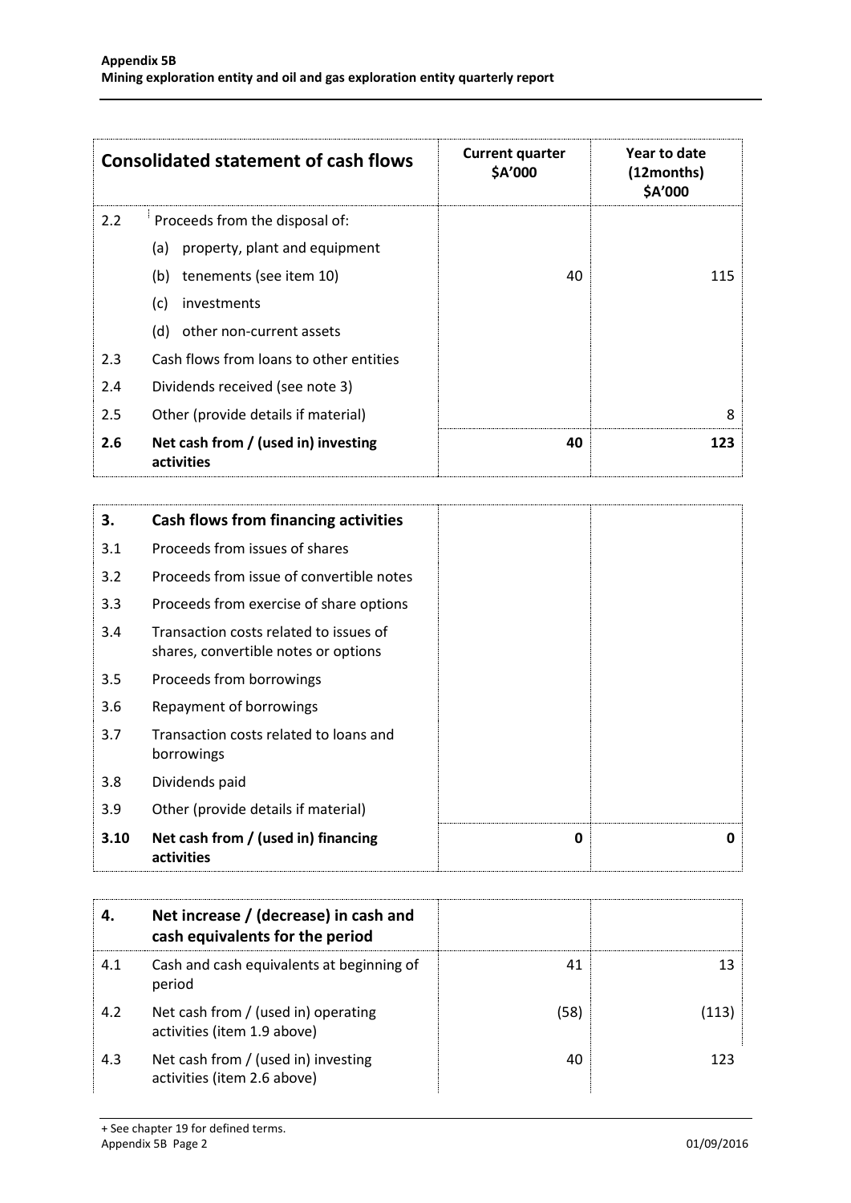| Consolidated statement of cash flows | | Current quarter $A'000 | Year to date (12months) $A'000 |
|---|---|---|---|
| 2.2 | Proceeds from the disposal of: | | |
| | (a) property, plant and equipment | | |
| | (b) tenements (see item 10) | 40 | 115 |
| | (c) investments | | |
| | (d) other non-current assets | | |
| 2.3 | Cash flows from loans to other entities | | |
| 2.4 | Dividends received (see note 3) | | |
| 2.5 | Other (provide details if material) | | 8 |
| **2.6** | **Net cash from / (used in) investing activities** | **40** | **123** |

| **3.** | **Cash flows from financing activities** | | |
|---|---|---|---|
| 3.1 | Proceeds from issues of shares | | |
| 3.2 | Proceeds from issue of convertible notes | | |
| 3.3 | Proceeds from exercise of share options | | |
| 3.4 | Transaction costs related to issues of shares, convertible notes or options | | |
| 3.5 | Proceeds from borrowings | | |
| 3.6 | Repayment of borrowings | | |
| 3.7 | Transaction costs related to loans and borrowings | | |
| 3.8 | Dividends paid | | |
| 3.9 | Other (provide details if material) | | |
| **3.10** | **Net cash from / (used in) financing activities** | **0** | **0** |

| **4.** | **Net increase / (decrease) in cash and cash equivalents for the period** | | |
|---|---|---|---|
| 4.1 | Cash and cash equivalents at beginning of period | 41 | 13 |
| 4.2 | Net cash from / (used in) operating activities (item 1.9 above) | (58) | (113) |
| 4.3 | Net cash from / (used in) investing activities (item 2.6 above) | 40 | 123 |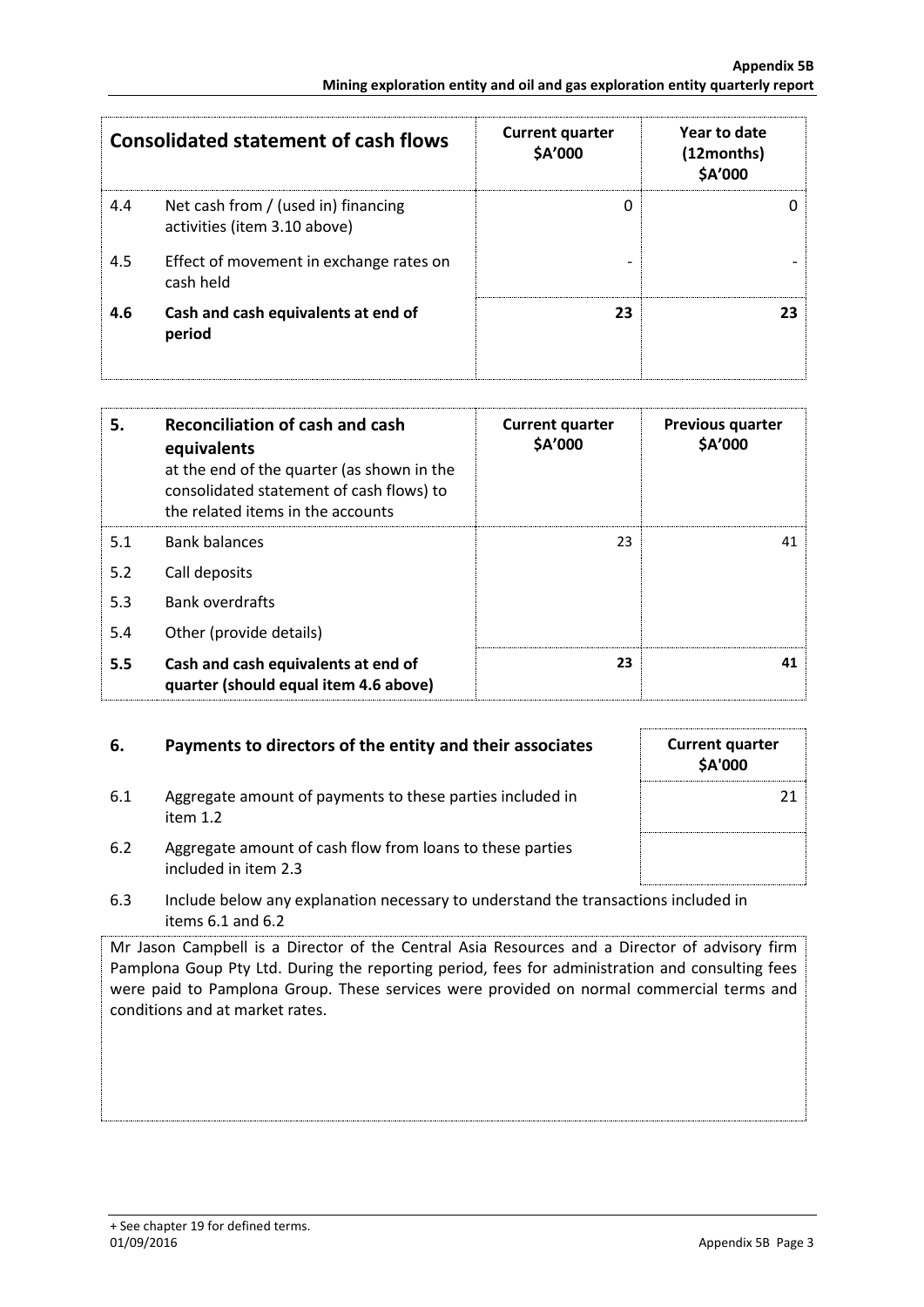| Consolidated statement of cash flows | | Current quarter $A'000 | Year to date (12months) $A'000 |
|---|---|---|---|
| 4.4 | Net cash from / (used in) financing activities (item 3.10 above) | 0 | 0 |
| 4.5 | Effect of movement in exchange rates on cash held | - | - |
| **4.6** | **Cash and cash equivalents at end of period** | **23** | **23** |

| **5.** | **Reconciliation of cash and cash equivalents** at the end of the quarter (as shown in the consolidated statement of cash flows) to the related items in the accounts | **Current quarter $A'000** | **Previous quarter $A'000** |
|---|---|---|---|
| 5.1 | Bank balances | 23 | 41 |
| 5.2 | Call deposits | | |
| 5.3 | Bank overdrafts | | |
| 5.4 | Other (provide details) | | |
| **5.5** | **Cash and cash equivalents at end of quarter (should equal item 4.6 above)** | **23** | **41** |

| **6.** | **Payments to directors of the entity and their associates** | **Current quarter $A'000** |
|---|---|---|
| 6.1 | Aggregate amount of payments to these parties included in item 1.2 | 21 |
| 6.2 | Aggregate amount of cash flow from loans to these parties included in item 2.3 | |

6.3 Include below any explanation necessary to understand the transactions included in items 6.1 and 6.2

Mr Jason Campbell is a Director of the Central Asia Resources and a Director of advisory firm Pamplona Goup Pty Ltd. During the reporting period, fees for administration and consulting fees were paid to Pamplona Group. These services were provided on normal commercial terms and conditions and at market rates.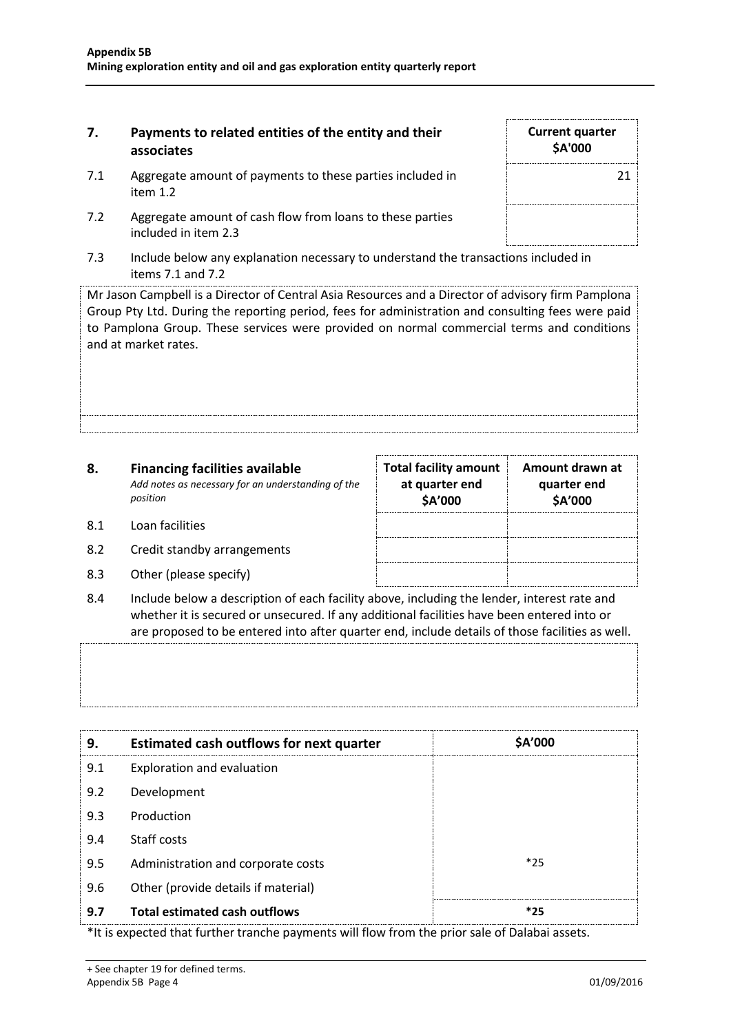## 7. Payments to related entities of the entity and their associates

| | | Current quarter $A'000 |
|---|---|---|
| 7.1 | Aggregate amount of payments to these parties included in item 1.2 | 21 |
| 7.2 | Aggregate amount of cash flow from loans to these parties included in item 2.3 | |

7.3 Include below any explanation necessary to understand the transactions included in items 7.1 and 7.2

Mr Jason Campbell is a Director of Central Asia Resources and a Director of advisory firm Pamplona Group Pty Ltd. During the reporting period, fees for administration and consulting fees were paid to Pamplona Group. These services were provided on normal commercial terms and conditions and at market rates.

## 8. Financing facilities available

*Add notes as necessary for an understanding of the position*

| | | Total facility amount at quarter end $A'000 | Amount drawn at quarter end $A'000 |
|---|---|---|---|
| 8.1 | Loan facilities | | |
| 8.2 | Credit standby arrangements | | |
| 8.3 | Other (please specify) | | |

8.4 Include below a description of each facility above, including the lender, interest rate and whether it is secured or unsecured. If any additional facilities have been entered into or are proposed to be entered into after quarter end, include details of those facilities as well.

| 9. | Estimated cash outflows for next quarter | $A'000 |
|---|---|---|
| 9.1 | Exploration and evaluation | |
| 9.2 | Development | |
| 9.3 | Production | |
| 9.4 | Staff costs | |
| 9.5 | Administration and corporate costs | *25 |
| 9.6 | Other (provide details if material) | |
| **9.7** | **Total estimated cash outflows** | **\*25** |

*It is expected that further tranche payments will flow from the prior sale of Dalabai assets.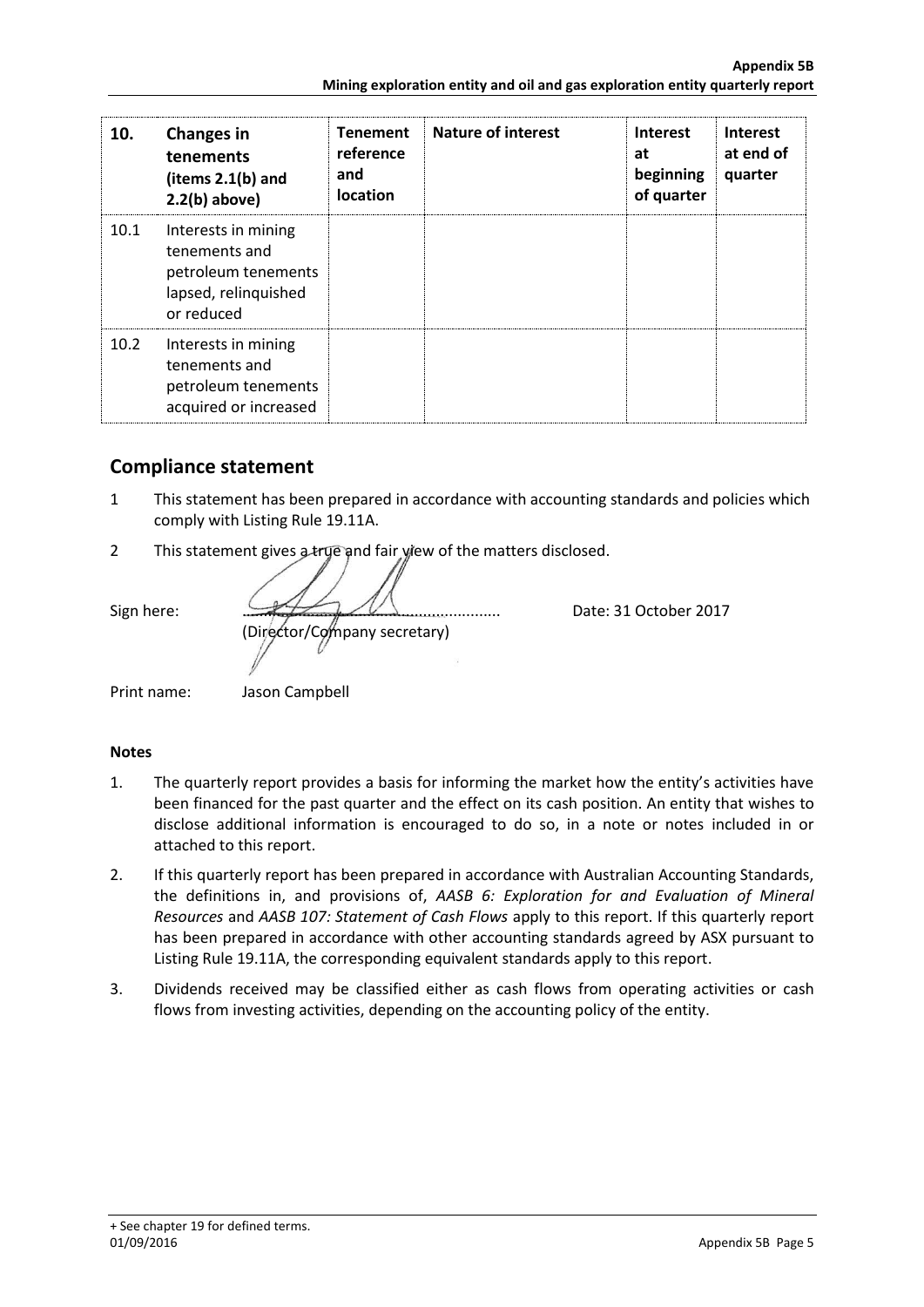| 10. | Changes in tenements (items 2.1(b) and 2.2(b) above) | Tenement reference and location | Nature of interest | Interest at beginning of quarter | Interest at end of quarter |
|---|---|---|---|---|---|
| 10.1 | Interests in mining tenements and petroleum tenements lapsed, relinquished or reduced | | | | |
| 10.2 | Interests in mining tenements and petroleum tenements acquired or increased | | | | |

## Compliance statement

1 This statement has been prepared in accordance with accounting standards and policies which comply with Listing Rule 19.11A.

2 This statement gives a true and fair view of the matters disclosed.

Sign here: ............................................ Date: 31 October 2017
(Director/Company secretary)

Print name: Jason Campbell

**Notes**

1. The quarterly report provides a basis for informing the market how the entity's activities have been financed for the past quarter and the effect on its cash position. An entity that wishes to disclose additional information is encouraged to do so, in a note or notes included in or attached to this report.

2. If this quarterly report has been prepared in accordance with Australian Accounting Standards, the definitions in, and provisions of, *AASB 6: Exploration for and Evaluation of Mineral Resources* and *AASB 107: Statement of Cash Flows* apply to this report. If this quarterly report has been prepared in accordance with other accounting standards agreed by ASX pursuant to Listing Rule 19.11A, the corresponding equivalent standards apply to this report.

3. Dividends received may be classified either as cash flows from operating activities or cash flows from investing activities, depending on the accounting policy of the entity.